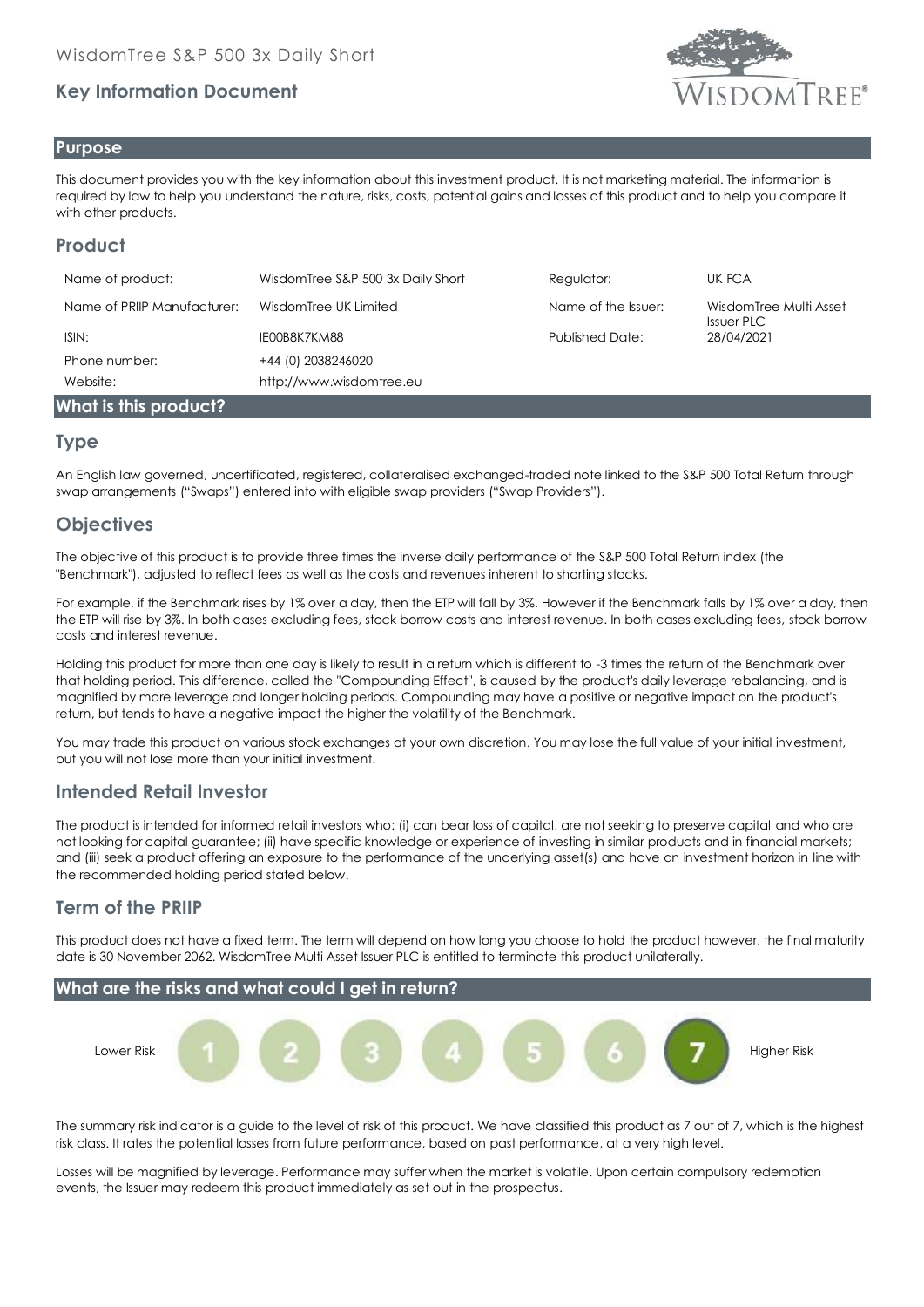WisdomTree S&P 500 3x Daily Short

## Key Information Document

## Purpose

This document provides you with the key information about this investment product. It is not marketing material. The information is required by law to help you understand the nature, risks, costs, potential gains and losses of this product and to help you compare it with other products.

## Product

| | | | |
|---|---|---|---|
| Name of product: | WisdomTree S&P 500 3x Daily Short | Regulator: | UK FCA |
| Name of PRIIP Manufacturer: | WisdomTree UK Limited | Name of the Issuer: | WisdomTree Multi Asset Issuer PLC |
| ISIN: | IE00B8K7KM88 | Published Date: | 28/04/2021 |
| Phone number: | +44 (0) 2038246020 | | |
| Website: | http://www.wisdomtree.eu | | |

## What is this product?

### Type

An English law governed, uncertificated, registered, collateralised exchanged-traded note linked to the S&P 500 Total Return through swap arrangements ("Swaps") entered into with eligible swap providers ("Swap Providers").

### Objectives

The objective of this product is to provide three times the inverse daily performance of the S&P 500 Total Return index (the "Benchmark"), adjusted to reflect fees as well as the costs and revenues inherent to shorting stocks.

For example, if the Benchmark rises by 1% over a day, then the ETP will fall by 3%. However if the Benchmark falls by 1% over a day, then the ETP will rise by 3%. In both cases excluding fees, stock borrow costs and interest revenue. In both cases excluding fees, stock borrow costs and interest revenue.

Holding this product for more than one day is likely to result in a return which is different to -3 times the return of the Benchmark over that holding period. This difference, called the "Compounding Effect", is caused by the product's daily leverage rebalancing, and is magnified by more leverage and longer holding periods. Compounding may have a positive or negative impact on the product's return, but tends to have a negative impact the higher the volatility of the Benchmark.

You may trade this product on various stock exchanges at your own discretion. You may lose the full value of your initial investment, but you will not lose more than your initial investment.

### Intended Retail Investor

The product is intended for informed retail investors who: (i) can bear loss of capital, are not seeking to preserve capital and who are not looking for capital guarantee; (ii) have specific knowledge or experience of investing in similar products and in financial markets; and (iii) seek a product offering an exposure to the performance of the underlying asset(s) and have an investment horizon in line with the recommended holding period stated below.

### Term of the PRIIP

This product does not have a fixed term. The term will depend on how long you choose to hold the product however, the final maturity date is 30 November 2062. WisdomTree Multi Asset Issuer PLC is entitled to terminate this product unilaterally.

## What are the risks and what could I get in return?

Lower Risk | 1 | 2 | 3 | 4 | 5 | 6 | **7** | Higher Risk

The summary risk indicator is a guide to the level of risk of this product. We have classified this product as 7 out of 7, which is the highest risk class. It rates the potential losses from future performance, based on past performance, at a very high level.

Losses will be magnified by leverage. Performance may suffer when the market is volatile. Upon certain compulsory redemption events, the Issuer may redeem this product immediately as set out in the prospectus.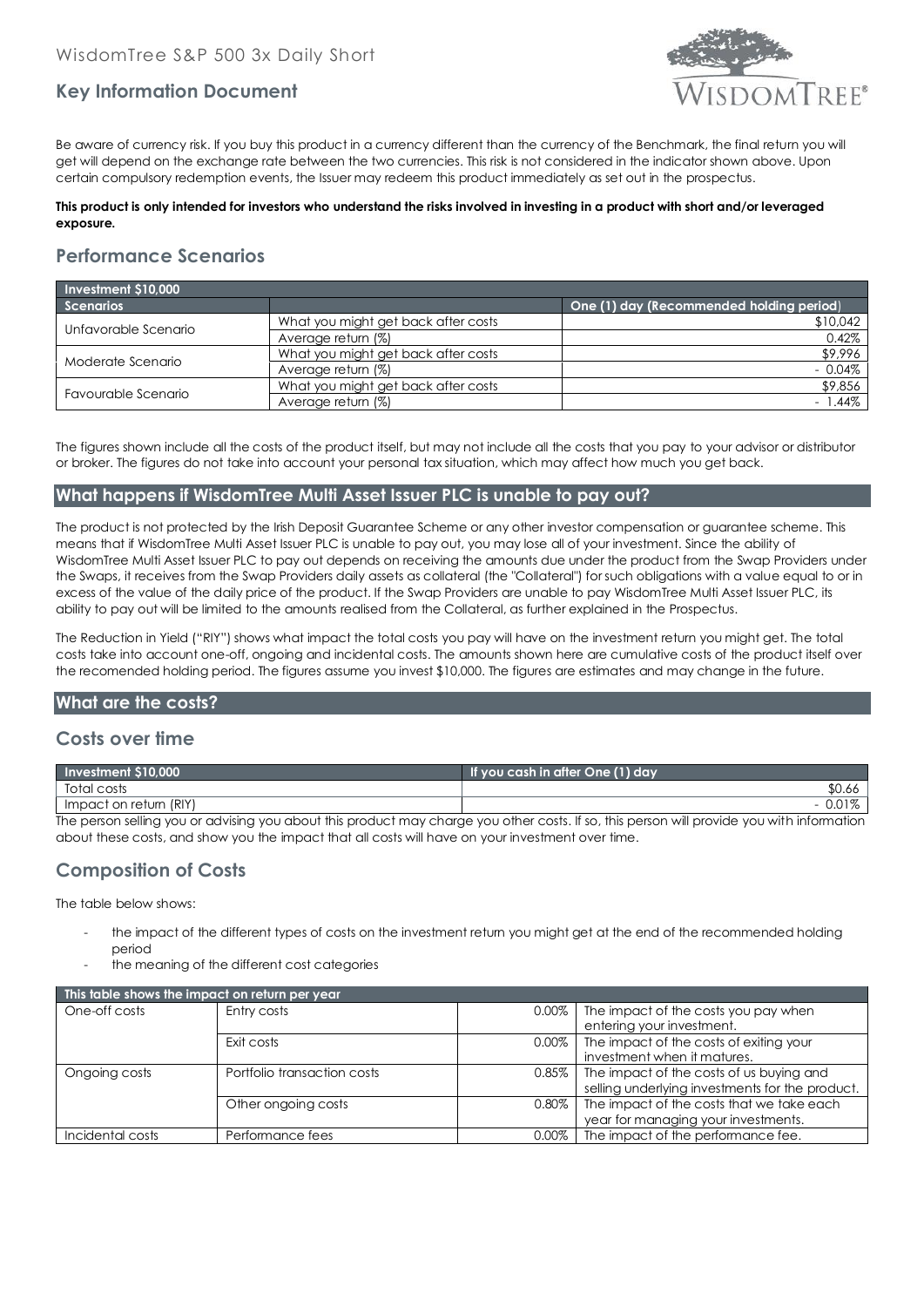Be aware of currency risk. If you buy this product in a currency different than the currency of the Benchmark, the final return you will get will depend on the exchange rate between the two currencies. This risk is not considered in the indicator shown above. Upon certain compulsory redemption events, the Issuer may redeem this product immediately as set out in the prospectus.

**This product is only intended for investors who understand the risks involved in investing in a product with short and/or leveraged exposure.**

## Performance Scenarios

| Investment $10,000 | | |
|---|---|---|
| **Scenarios** | | **One (1) day (Recommended holding period)** |
| Unfavorable Scenario | What you might get back after costs | $10,042 |
| | Average return (%) | 0.42% |
| Moderate Scenario | What you might get back after costs | $9,996 |
| | Average return (%) | - 0.04% |
| Favourable Scenario | What you might get back after costs | $9,856 |
| | Average return (%) | - 1.44% |

The figures shown include all the costs of the product itself, but may not include all the costs that you pay to your advisor or distributor or broker. The figures do not take into account your personal tax situation, which may affect how much you get back.

## What happens if WisdomTree Multi Asset Issuer PLC is unable to pay out?

The product is not protected by the Irish Deposit Guarantee Scheme or any other investor compensation or guarantee scheme. This means that if WisdomTree Multi Asset Issuer PLC is unable to pay out, you may lose all of your investment. Since the ability of WisdomTree Multi Asset Issuer PLC to pay out depends on receiving the amounts due under the product from the Swap Providers under the Swaps, it receives from the Swap Providers daily assets as collateral (the "Collateral") for such obligations with a value equal to or in excess of the value of the daily price of the product. If the Swap Providers are unable to pay WisdomTree Multi Asset Issuer PLC, its ability to pay out will be limited to the amounts realised from the Collateral, as further explained in the Prospectus.

The Reduction in Yield ("RIY") shows what impact the total costs you pay will have on the investment return you might get. The total costs take into account one-off, ongoing and incidental costs. The amounts shown here are cumulative costs of the product itself over the recomended holding period. The figures assume you invest $10,000. The figures are estimates and may change in the future.

## What are the costs?

## Costs over time

| Investment $10,000 | If you cash in after One (1) day |
|---|---|
| Total costs | $0.66 |
| Impact on return (RIY) | - 0.01% |

The person selling you or advising you about this product may charge you other costs. If so, this person will provide you with information about these costs, and show you the impact that all costs will have on your investment over time.

## Composition of Costs

The table below shows:

- the impact of the different types of costs on the investment return you might get at the end of the recommended holding period
- the meaning of the different cost categories

| This table shows the impact on return per year | | | |
|---|---|---|---|
| One-off costs | Entry costs | 0.00% | The impact of the costs you pay when entering your investment. |
| | Exit costs | 0.00% | The impact of the costs of exiting your investment when it matures. |
| Ongoing costs | Portfolio transaction costs | 0.85% | The impact of the costs of us buying and selling underlying investments for the product. |
| | Other ongoing costs | 0.80% | The impact of the costs that we take each year for managing your investments. |
| Incidental costs | Performance fees | 0.00% | The impact of the performance fee. |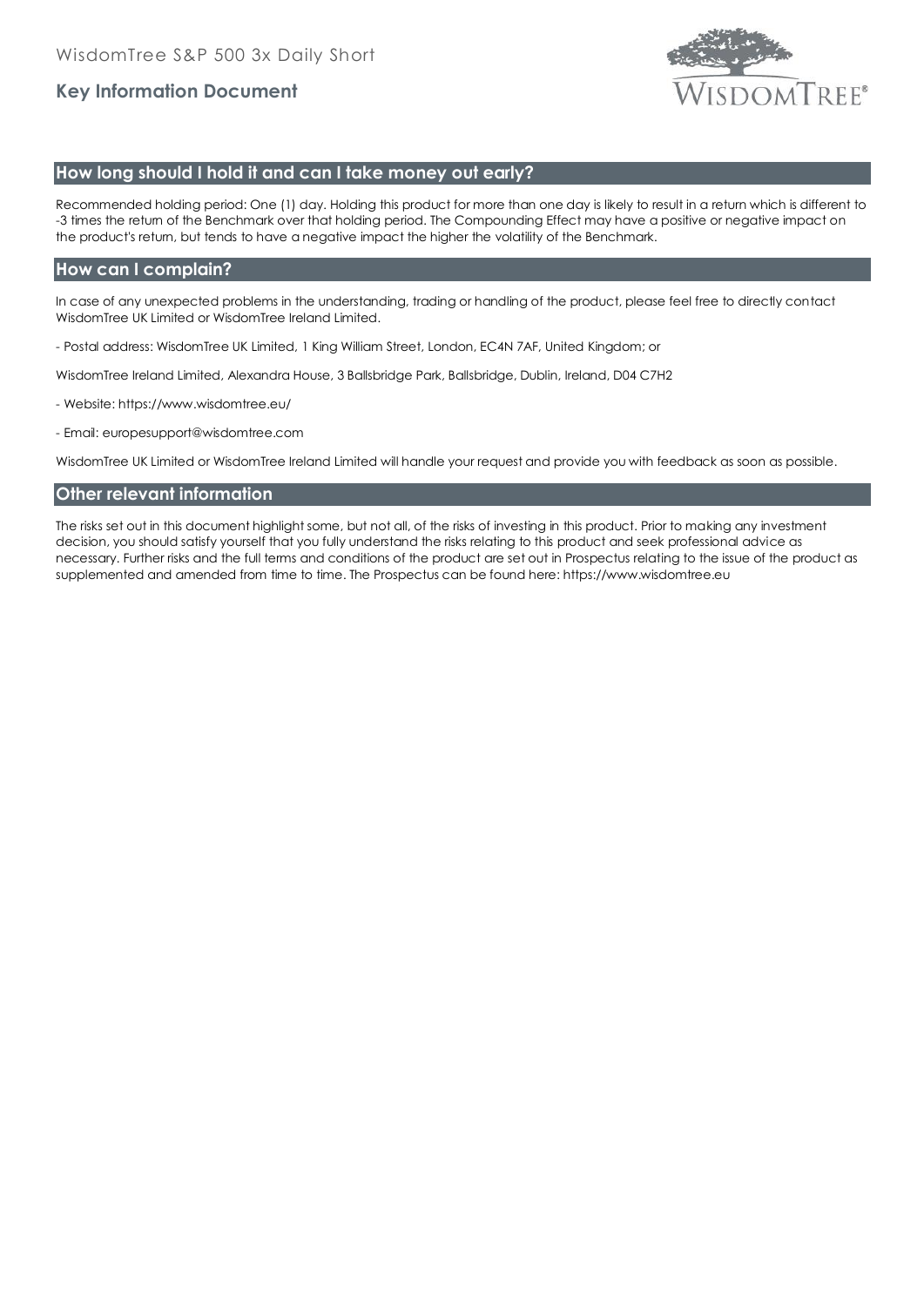## How long should I hold it and can I take money out early?

Recommended holding period: One (1) day. Holding this product for more than one day is likely to result in a return which is different to -3 times the return of the Benchmark over that holding period. The Compounding Effect may have a positive or negative impact on the product's return, but tends to have a negative impact the higher the volatility of the Benchmark.

## How can I complain?

In case of any unexpected problems in the understanding, trading or handling of the product, please feel free to directly contact WisdomTree UK Limited or WisdomTree Ireland Limited.

- Postal address: WisdomTree UK Limited, 1 King William Street, London, EC4N 7AF, United Kingdom; or

WisdomTree Ireland Limited, Alexandra House, 3 Ballsbridge Park, Ballsbridge, Dublin, Ireland, D04 C7H2

- Website: https://www.wisdomtree.eu/

- Email: europesupport@wisdomtree.com

WisdomTree UK Limited or WisdomTree Ireland Limited will handle your request and provide you with feedback as soon as possible.

## Other relevant information

The risks set out in this document highlight some, but not all, of the risks of investing in this product. Prior to making any investment decision, you should satisfy yourself that you fully understand the risks relating to this product and seek professional advice as necessary. Further risks and the full terms and conditions of the product are set out in Prospectus relating to the issue of the product as supplemented and amended from time to time. The Prospectus can be found here: https://www.wisdomtree.eu